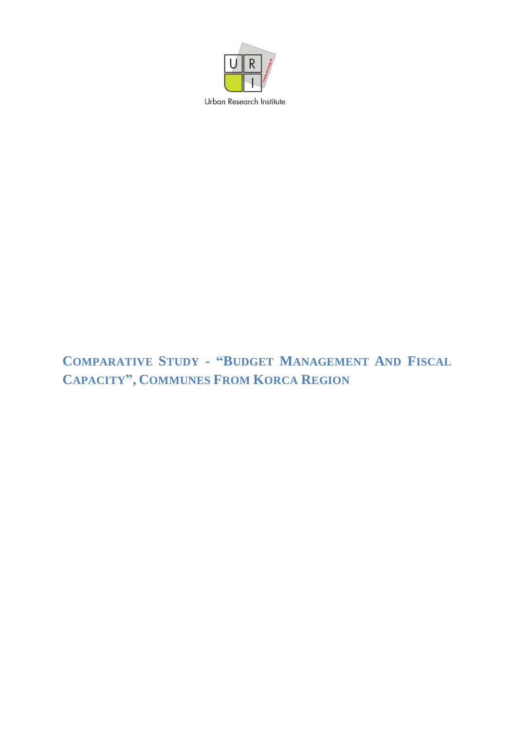Urban Research Institute

# COMPARATIVE STUDY - "BUDGET MANAGEMENT AND FISCAL CAPACITY", COMMUNES FROM KORCA REGION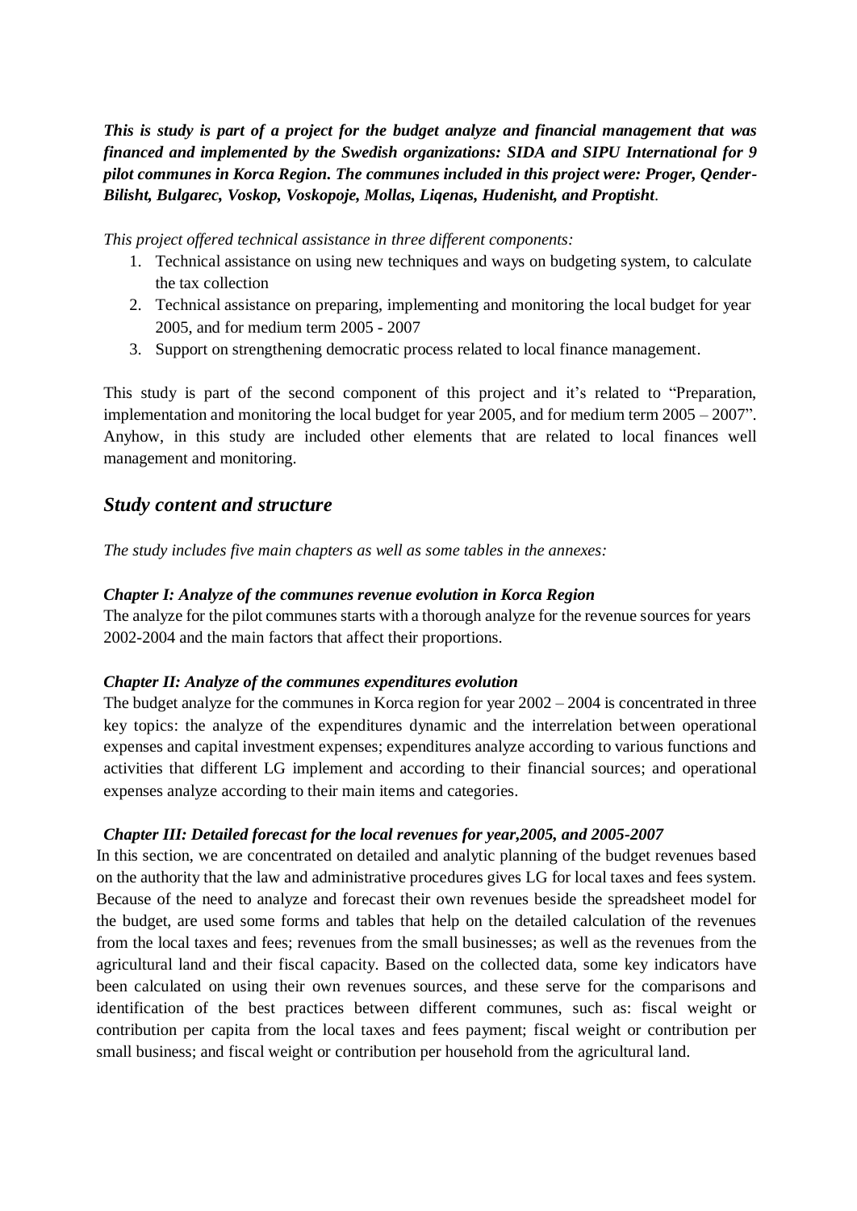***This is study is part of a project for the budget analyze and financial management that was financed and implemented by the Swedish organizations: SIDA and SIPU International for 9 pilot communes in Korca Region. The communes included in this project were: Proger, Qender-Bilisht, Bulgarec, Voskop, Voskopoje, Mollas, Liqenas, Hudenisht, and Proptisht****.*

*This project offered technical assistance in three different components:*

1. Technical assistance on using new techniques and ways on budgeting system, to calculate the tax collection
2. Technical assistance on preparing, implementing and monitoring the local budget for year 2005, and for medium term 2005 - 2007
3. Support on strengthening democratic process related to local finance management.

This study is part of the second component of this project and it's related to "Preparation, implementation and monitoring the local budget for year 2005, and for medium term 2005 – 2007". Anyhow, in this study are included other elements that are related to local finances well management and monitoring.

## *Study content and structure*

*The study includes five main chapters as well as some tables in the annexes:*

***Chapter I: Analyze of the communes revenue evolution in Korca Region***

The analyze for the pilot communes starts with a thorough analyze for the revenue sources for years 2002-2004 and the main factors that affect their proportions.

***Chapter II: Analyze of the communes expenditures evolution***

The budget analyze for the communes in Korca region for year 2002 – 2004 is concentrated in three key topics: the analyze of the expenditures dynamic and the interrelation between operational expenses and capital investment expenses; expenditures analyze according to various functions and activities that different LG implement and according to their financial sources; and operational expenses analyze according to their main items and categories.

***Chapter III: Detailed forecast for the local revenues for year,2005, and 2005-2007***

In this section, we are concentrated on detailed and analytic planning of the budget revenues based on the authority that the law and administrative procedures gives LG for local taxes and fees system. Because of the need to analyze and forecast their own revenues beside the spreadsheet model for the budget, are used some forms and tables that help on the detailed calculation of the revenues from the local taxes and fees; revenues from the small businesses; as well as the revenues from the agricultural land and their fiscal capacity. Based on the collected data, some key indicators have been calculated on using their own revenues sources, and these serve for the comparisons and identification of the best practices between different communes, such as: fiscal weight or contribution per capita from the local taxes and fees payment; fiscal weight or contribution per small business; and fiscal weight or contribution per household from the agricultural land.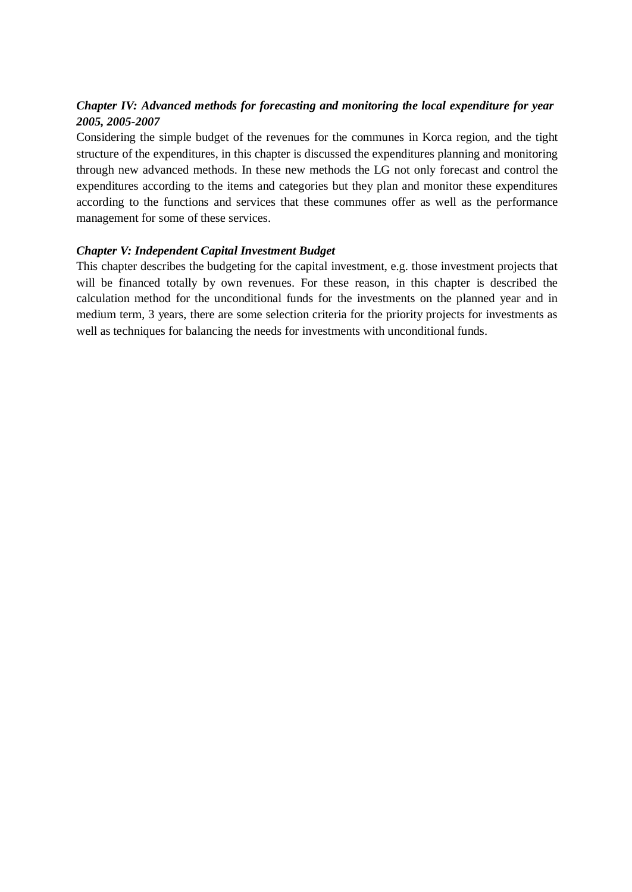***Chapter IV: Advanced methods for forecasting and monitoring the local expenditure for year 2005, 2005-2007***

Considering the simple budget of the revenues for the communes in Korca region, and the tight structure of the expenditures, in this chapter is discussed the expenditures planning and monitoring through new advanced methods. In these new methods the LG not only forecast and control the expenditures according to the items and categories but they plan and monitor these expenditures according to the functions and services that these communes offer as well as the performance management for some of these services.

***Chapter V: Independent Capital Investment Budget***

This chapter describes the budgeting for the capital investment, e.g. those investment projects that will be financed totally by own revenues. For these reason, in this chapter is described the calculation method for the unconditional funds for the investments on the planned year and in medium term, 3 years, there are some selection criteria for the priority projects for investments as well as techniques for balancing the needs for investments with unconditional funds.